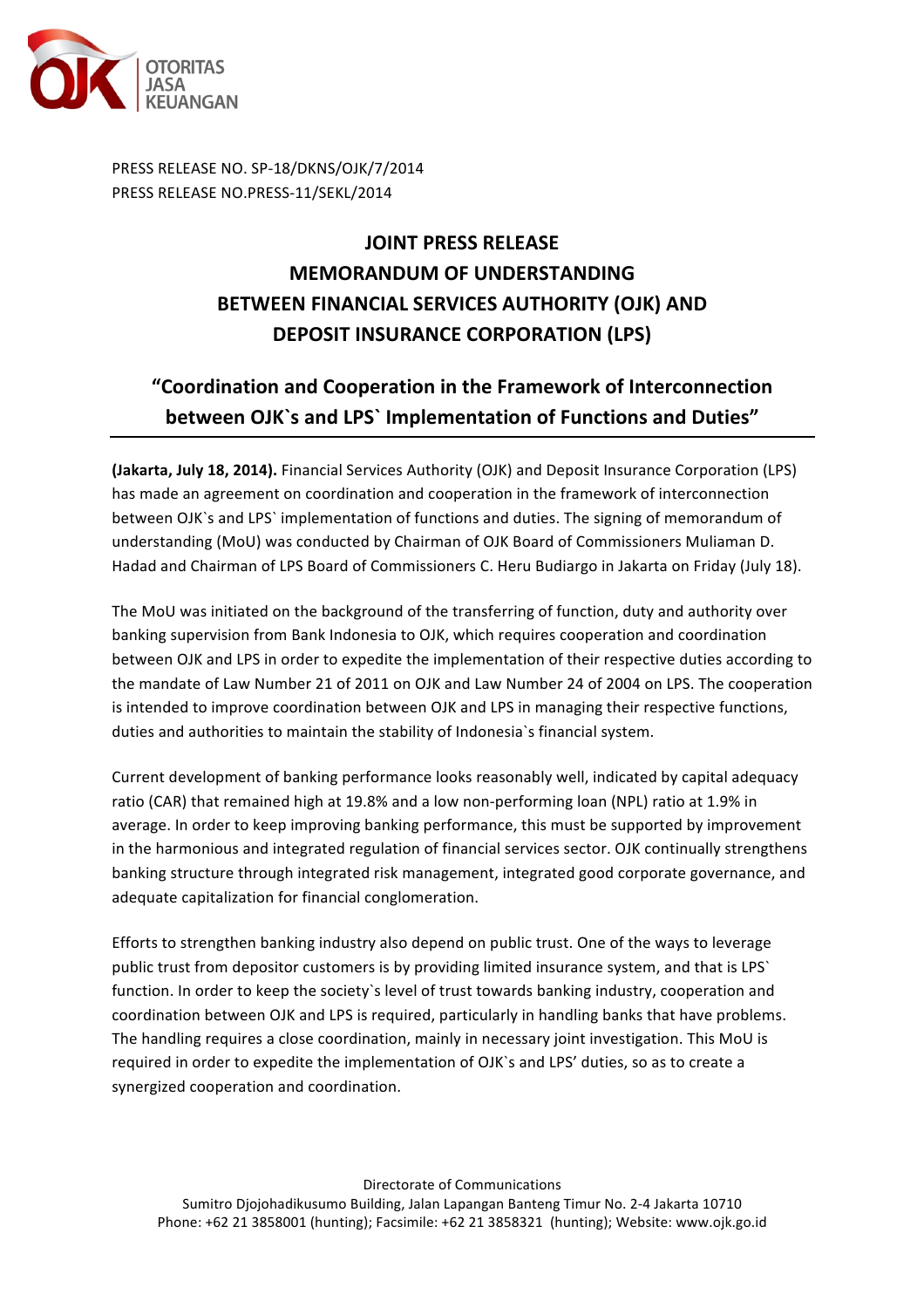PRESS RELEASE NO. SP-18/DKNS/OJK/7/2014
PRESS RELEASE NO.PRESS-11/SEKL/2014

# JOINT PRESS RELEASE
# MEMORANDUM OF UNDERSTANDING
# BETWEEN FINANCIAL SERVICES AUTHORITY (OJK) AND DEPOSIT INSURANCE CORPORATION (LPS)

## "Coordination and Cooperation in the Framework of Interconnection between OJK`s and LPS` Implementation of Functions and Duties"

**(Jakarta, July 18, 2014).** Financial Services Authority (OJK) and Deposit Insurance Corporation (LPS) has made an agreement on coordination and cooperation in the framework of interconnection between OJK`s and LPS` implementation of functions and duties. The signing of memorandum of understanding (MoU) was conducted by Chairman of OJK Board of Commissioners Muliaman D. Hadad and Chairman of LPS Board of Commissioners C. Heru Budiargo in Jakarta on Friday (July 18).

The MoU was initiated on the background of the transferring of function, duty and authority over banking supervision from Bank Indonesia to OJK, which requires cooperation and coordination between OJK and LPS in order to expedite the implementation of their respective duties according to the mandate of Law Number 21 of 2011 on OJK and Law Number 24 of 2004 on LPS. The cooperation is intended to improve coordination between OJK and LPS in managing their respective functions, duties and authorities to maintain the stability of Indonesia`s financial system.

Current development of banking performance looks reasonably well, indicated by capital adequacy ratio (CAR) that remained high at 19.8% and a low non-performing loan (NPL) ratio at 1.9% in average. In order to keep improving banking performance, this must be supported by improvement in the harmonious and integrated regulation of financial services sector. OJK continually strengthens banking structure through integrated risk management, integrated good corporate governance, and adequate capitalization for financial conglomeration.

Efforts to strengthen banking industry also depend on public trust. One of the ways to leverage public trust from depositor customers is by providing limited insurance system, and that is LPS` function. In order to keep the society`s level of trust towards banking industry, cooperation and coordination between OJK and LPS is required, particularly in handling banks that have problems. The handling requires a close coordination, mainly in necessary joint investigation. This MoU is required in order to expedite the implementation of OJK`s and LPS' duties, so as to create a synergized cooperation and coordination.

Directorate of Communications
Sumitro Djojohadikusumo Building, Jalan Lapangan Banteng Timur No. 2-4 Jakarta 10710
Phone: +62 21 3858001 (hunting); Facsimile: +62 21 3858321 (hunting); Website: www.ojk.go.id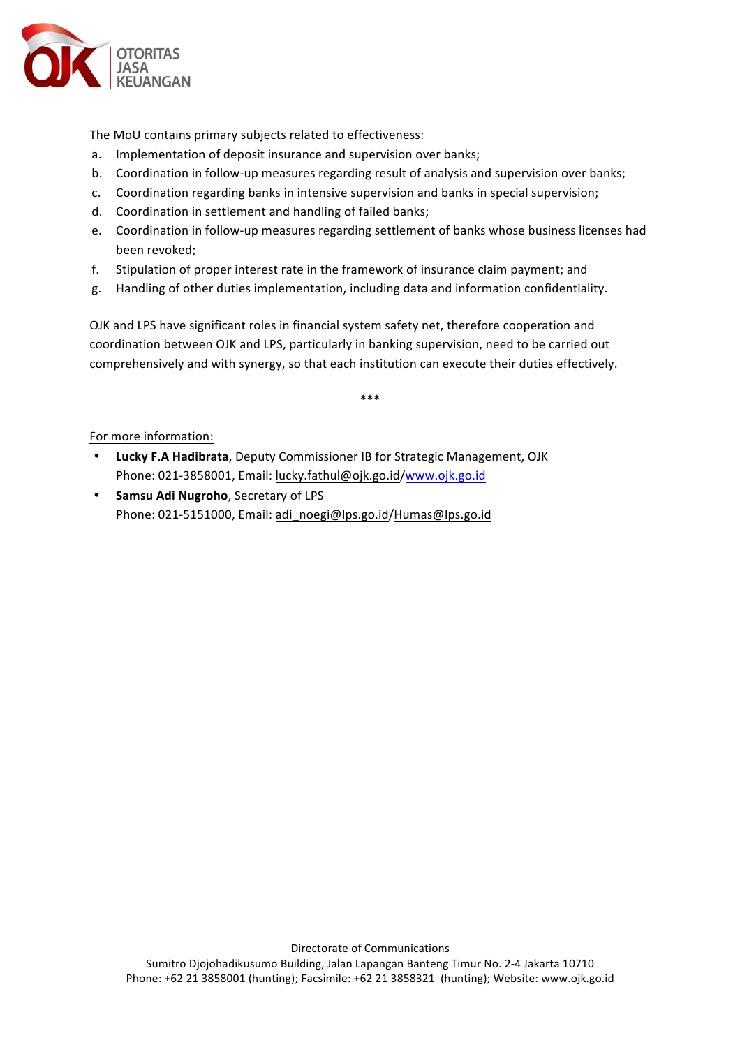The MoU contains primary subjects related to effectiveness:

a. Implementation of deposit insurance and supervision over banks;
b. Coordination in follow-up measures regarding result of analysis and supervision over banks;
c. Coordination regarding banks in intensive supervision and banks in special supervision;
d. Coordination in settlement and handling of failed banks;
e. Coordination in follow-up measures regarding settlement of banks whose business licenses had been revoked;
f. Stipulation of proper interest rate in the framework of insurance claim payment; and
g. Handling of other duties implementation, including data and information confidentiality.

OJK and LPS have significant roles in financial system safety net, therefore cooperation and coordination between OJK and LPS, particularly in banking supervision, need to be carried out comprehensively and with synergy, so that each institution can execute their duties effectively.

***

For more information:

- **Lucky F.A Hadibrata**, Deputy Commissioner IB for Strategic Management, OJK
  Phone: 021-3858001, Email: lucky.fathul@ojk.go.id/www.ojk.go.id
- **Samsu Adi Nugroho**, Secretary of LPS
  Phone: 021-5151000, Email: adi_noegi@lps.go.id/Humas@lps.go.id

Directorate of Communications
Sumitro Djojohadikusumo Building, Jalan Lapangan Banteng Timur No. 2-4 Jakarta 10710
Phone: +62 21 3858001 (hunting); Facsimile: +62 21 3858321 (hunting); Website: www.ojk.go.id